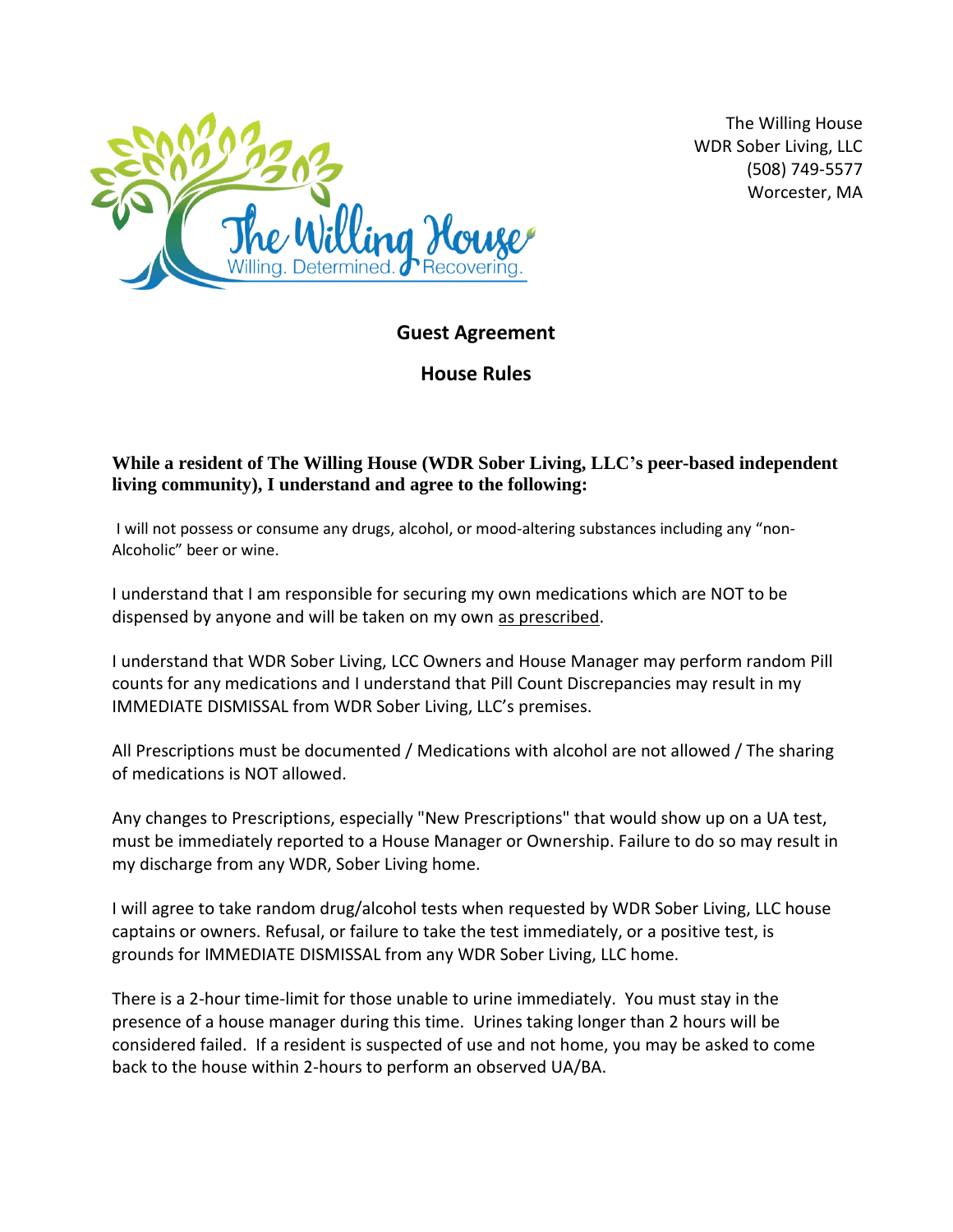The Willing House
WDR Sober Living, LLC
(508) 749-5577
Worcester, MA

## Guest Agreement

## House Rules

**While a resident of The Willing House (WDR Sober Living, LLC's peer-based independent living community), I understand and agree to the following:**

I will not possess or consume any drugs, alcohol, or mood-altering substances including any "non-Alcoholic" beer or wine.

I understand that I am responsible for securing my own medications which are NOT to be dispensed by anyone and will be taken on my own <u>as prescribed</u>.

I understand that WDR Sober Living, LCC Owners and House Manager may perform random Pill counts for any medications and I understand that Pill Count Discrepancies may result in my IMMEDIATE DISMISSAL from WDR Sober Living, LLC's premises.

All Prescriptions must be documented / Medications with alcohol are not allowed / The sharing of medications is NOT allowed.

Any changes to Prescriptions, especially "New Prescriptions" that would show up on a UA test, must be immediately reported to a House Manager or Ownership. Failure to do so may result in my discharge from any WDR, Sober Living home.

I will agree to take random drug/alcohol tests when requested by WDR Sober Living, LLC house captains or owners. Refusal, or failure to take the test immediately, or a positive test, is grounds for IMMEDIATE DISMISSAL from any WDR Sober Living, LLC home.

There is a 2-hour time-limit for those unable to urine immediately. You must stay in the presence of a house manager during this time. Urines taking longer than 2 hours will be considered failed. If a resident is suspected of use and not home, you may be asked to come back to the house within 2-hours to perform an observed UA/BA.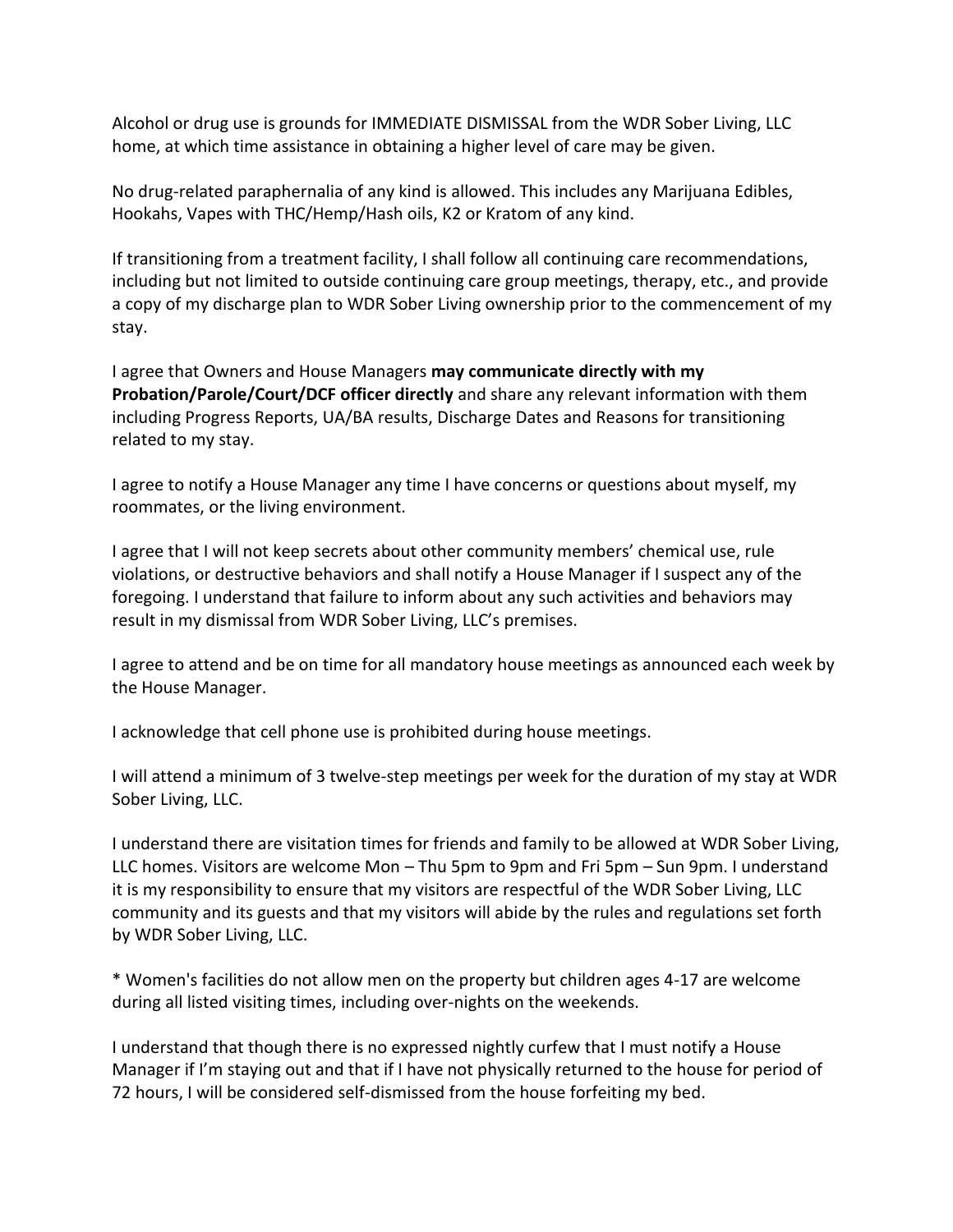Alcohol or drug use is grounds for IMMEDIATE DISMISSAL from the WDR Sober Living, LLC home, at which time assistance in obtaining a higher level of care may be given.

No drug-related paraphernalia of any kind is allowed. This includes any Marijuana Edibles, Hookahs, Vapes with THC/Hemp/Hash oils, K2 or Kratom of any kind.

If transitioning from a treatment facility, I shall follow all continuing care recommendations, including but not limited to outside continuing care group meetings, therapy, etc., and provide a copy of my discharge plan to WDR Sober Living ownership prior to the commencement of my stay.

I agree that Owners and House Managers **may communicate directly with my Probation/Parole/Court/DCF officer directly** and share any relevant information with them including Progress Reports, UA/BA results, Discharge Dates and Reasons for transitioning related to my stay.

I agree to notify a House Manager any time I have concerns or questions about myself, my roommates, or the living environment.

I agree that I will not keep secrets about other community members' chemical use, rule violations, or destructive behaviors and shall notify a House Manager if I suspect any of the foregoing. I understand that failure to inform about any such activities and behaviors may result in my dismissal from WDR Sober Living, LLC's premises.

I agree to attend and be on time for all mandatory house meetings as announced each week by the House Manager.

I acknowledge that cell phone use is prohibited during house meetings.

I will attend a minimum of 3 twelve-step meetings per week for the duration of my stay at WDR Sober Living, LLC.

I understand there are visitation times for friends and family to be allowed at WDR Sober Living, LLC homes. Visitors are welcome Mon – Thu 5pm to 9pm and Fri 5pm – Sun 9pm. I understand it is my responsibility to ensure that my visitors are respectful of the WDR Sober Living, LLC community and its guests and that my visitors will abide by the rules and regulations set forth by WDR Sober Living, LLC.

* Women's facilities do not allow men on the property but children ages 4-17 are welcome during all listed visiting times, including over-nights on the weekends.

I understand that though there is no expressed nightly curfew that I must notify a House Manager if I'm staying out and that if I have not physically returned to the house for period of 72 hours, I will be considered self-dismissed from the house forfeiting my bed.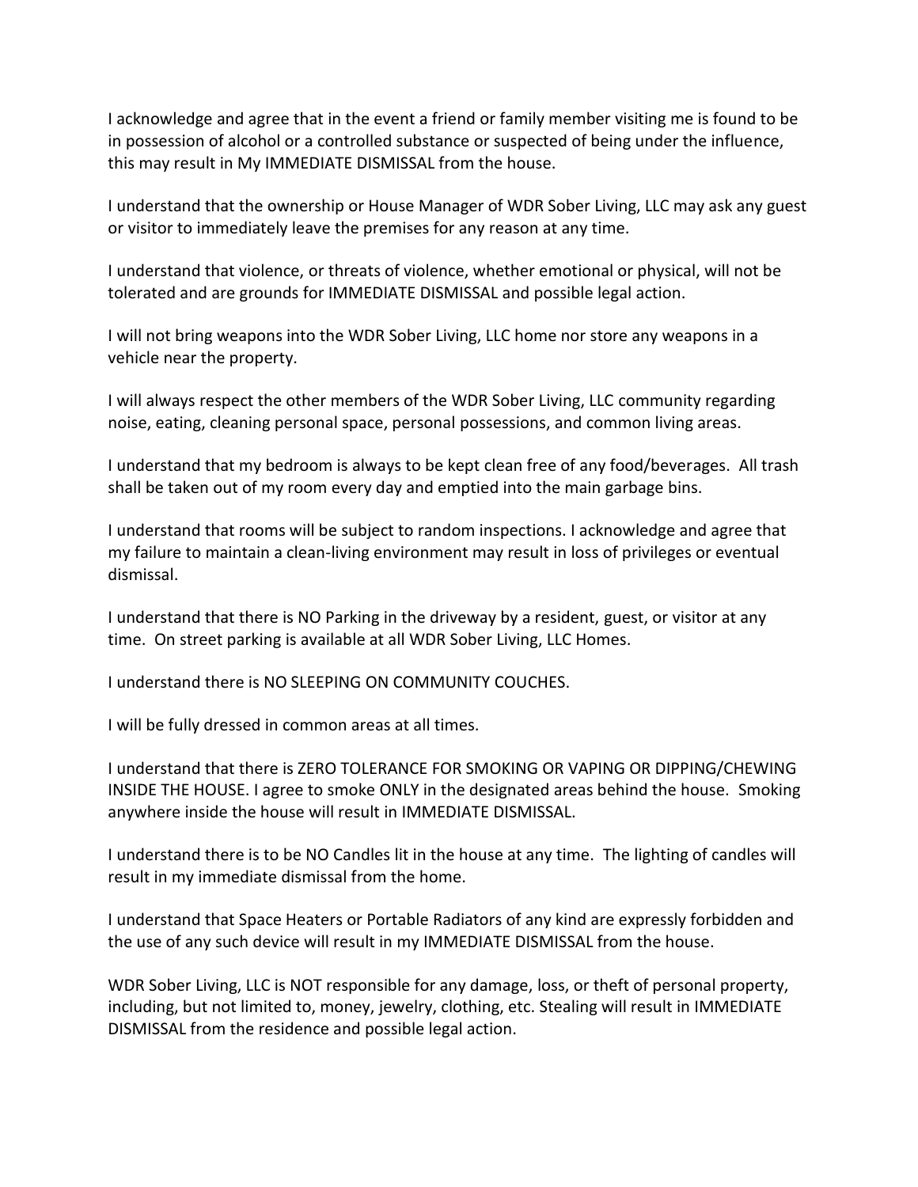I acknowledge and agree that in the event a friend or family member visiting me is found to be in possession of alcohol or a controlled substance or suspected of being under the influence, this may result in My IMMEDIATE DISMISSAL from the house.

I understand that the ownership or House Manager of WDR Sober Living, LLC may ask any guest or visitor to immediately leave the premises for any reason at any time.

I understand that violence, or threats of violence, whether emotional or physical, will not be tolerated and are grounds for IMMEDIATE DISMISSAL and possible legal action.

I will not bring weapons into the WDR Sober Living, LLC home nor store any weapons in a vehicle near the property.

I will always respect the other members of the WDR Sober Living, LLC community regarding noise, eating, cleaning personal space, personal possessions, and common living areas.

I understand that my bedroom is always to be kept clean free of any food/beverages. All trash shall be taken out of my room every day and emptied into the main garbage bins.

I understand that rooms will be subject to random inspections. I acknowledge and agree that my failure to maintain a clean-living environment may result in loss of privileges or eventual dismissal.

I understand that there is NO Parking in the driveway by a resident, guest, or visitor at any time. On street parking is available at all WDR Sober Living, LLC Homes.

I understand there is NO SLEEPING ON COMMUNITY COUCHES.

I will be fully dressed in common areas at all times.

I understand that there is ZERO TOLERANCE FOR SMOKING OR VAPING OR DIPPING/CHEWING INSIDE THE HOUSE. I agree to smoke ONLY in the designated areas behind the house. Smoking anywhere inside the house will result in IMMEDIATE DISMISSAL.

I understand there is to be NO Candles lit in the house at any time. The lighting of candles will result in my immediate dismissal from the home.

I understand that Space Heaters or Portable Radiators of any kind are expressly forbidden and the use of any such device will result in my IMMEDIATE DISMISSAL from the house.

WDR Sober Living, LLC is NOT responsible for any damage, loss, or theft of personal property, including, but not limited to, money, jewelry, clothing, etc. Stealing will result in IMMEDIATE DISMISSAL from the residence and possible legal action.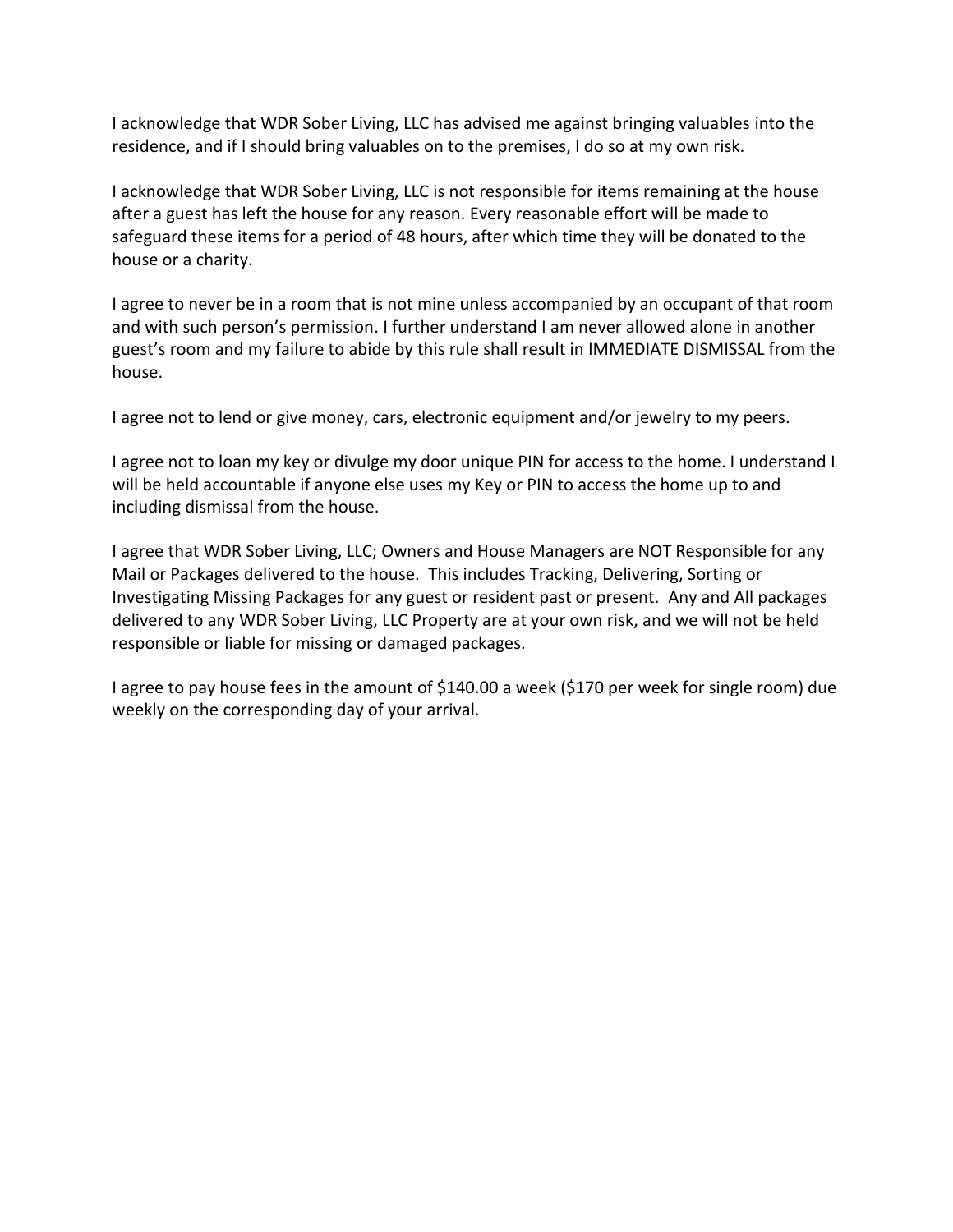I acknowledge that WDR Sober Living, LLC has advised me against bringing valuables into the residence, and if I should bring valuables on to the premises, I do so at my own risk.

I acknowledge that WDR Sober Living, LLC is not responsible for items remaining at the house after a guest has left the house for any reason. Every reasonable effort will be made to safeguard these items for a period of 48 hours, after which time they will be donated to the house or a charity.

I agree to never be in a room that is not mine unless accompanied by an occupant of that room and with such person's permission. I further understand I am never allowed alone in another guest's room and my failure to abide by this rule shall result in IMMEDIATE DISMISSAL from the house.

I agree not to lend or give money, cars, electronic equipment and/or jewelry to my peers.

I agree not to loan my key or divulge my door unique PIN for access to the home. I understand I will be held accountable if anyone else uses my Key or PIN to access the home up to and including dismissal from the house.

I agree that WDR Sober Living, LLC; Owners and House Managers are NOT Responsible for any Mail or Packages delivered to the house. This includes Tracking, Delivering, Sorting or Investigating Missing Packages for any guest or resident past or present. Any and All packages delivered to any WDR Sober Living, LLC Property are at your own risk, and we will not be held responsible or liable for missing or damaged packages.

I agree to pay house fees in the amount of $140.00 a week ($170 per week for single room) due weekly on the corresponding day of your arrival.